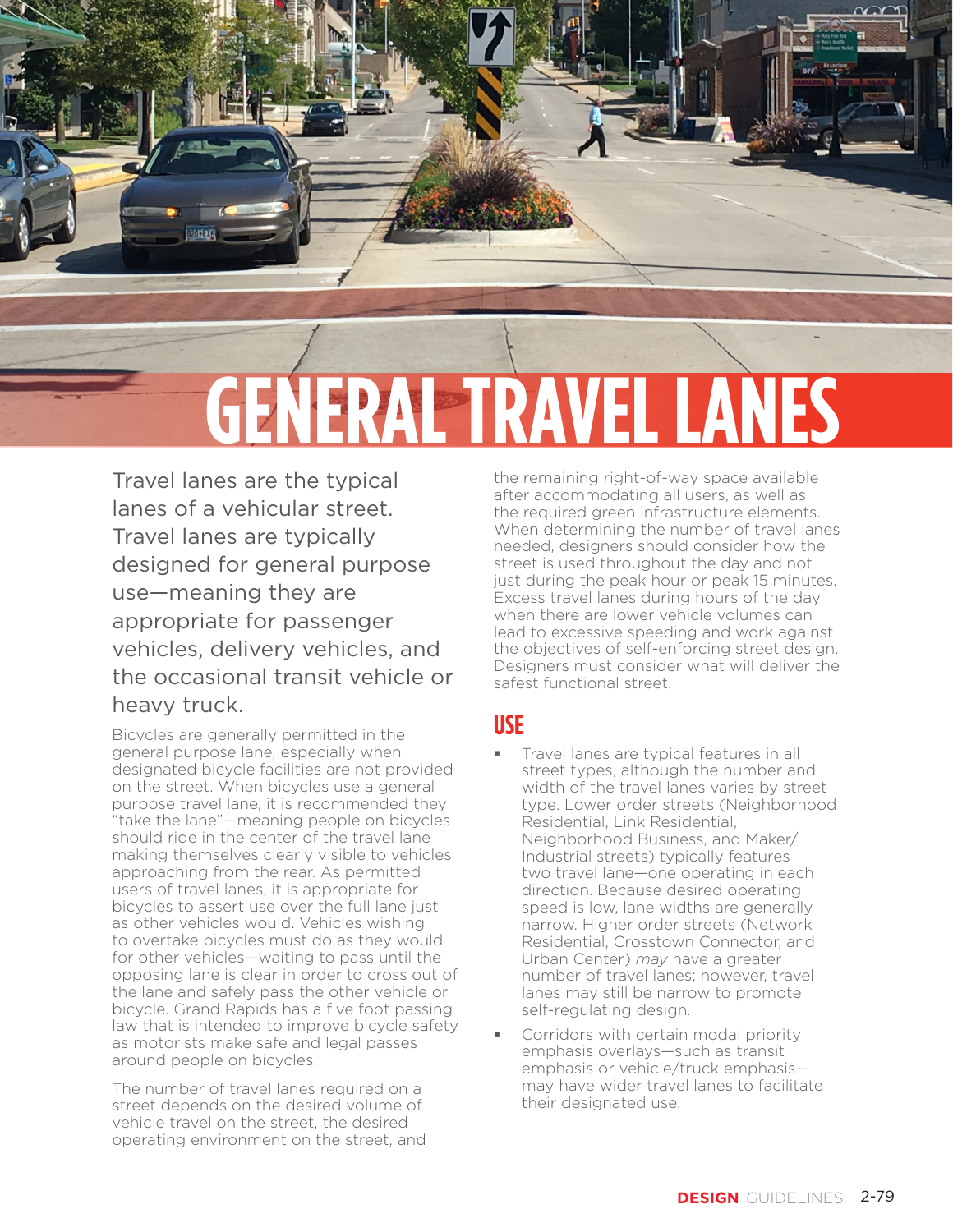# GENERAL TRAVEL LANES

Travel lanes are the typical lanes of a vehicular street. Travel lanes are typically designed for general purpose use—meaning they are appropriate for passenger vehicles, delivery vehicles, and the occasional transit vehicle or heavy truck.

Bicycles are generally permitted in the general purpose lane, especially when designated bicycle facilities are not provided on the street. When bicycles use a general purpose travel lane, it is recommended they "take the lane"—meaning people on bicycles should ride in the center of the travel lane making themselves clearly visible to vehicles approaching from the rear. As permitted users of travel lanes, it is appropriate for bicycles to assert use over the full lane just as other vehicles would. Vehicles wishing to overtake bicycles must do as they would for other vehicles—waiting to pass until the opposing lane is clear in order to cross out of the lane and safely pass the other vehicle or bicycle. Grand Rapids has a five foot passing law that is intended to improve bicycle safety as motorists make safe and legal passes around people on bicycles.

The number of travel lanes required on a street depends on the desired volume of vehicle travel on the street, the desired operating environment on the street, and the remaining right-of-way space available after accommodating all users, as well as the required green infrastructure elements. When determining the number of travel lanes needed, designers should consider how the street is used throughout the day and not just during the peak hour or peak 15 minutes. Excess travel lanes during hours of the day when there are lower vehicle volumes can lead to excessive speeding and work against the objectives of self-enforcing street design. Designers must consider what will deliver the safest functional street.

## USE

- Travel lanes are typical features in all street types, although the number and width of the travel lanes varies by street type. Lower order streets (Neighborhood Residential, Link Residential, Neighborhood Business, and Maker/Industrial streets) typically features two travel lane—one operating in each direction. Because desired operating speed is low, lane widths are generally narrow. Higher order streets (Network Residential, Crosstown Connector, and Urban Center) *may* have a greater number of travel lanes; however, travel lanes may still be narrow to promote self-regulating design.
- Corridors with certain modal priority emphasis overlays—such as transit emphasis or vehicle/truck emphasis—may have wider travel lanes to facilitate their designated use.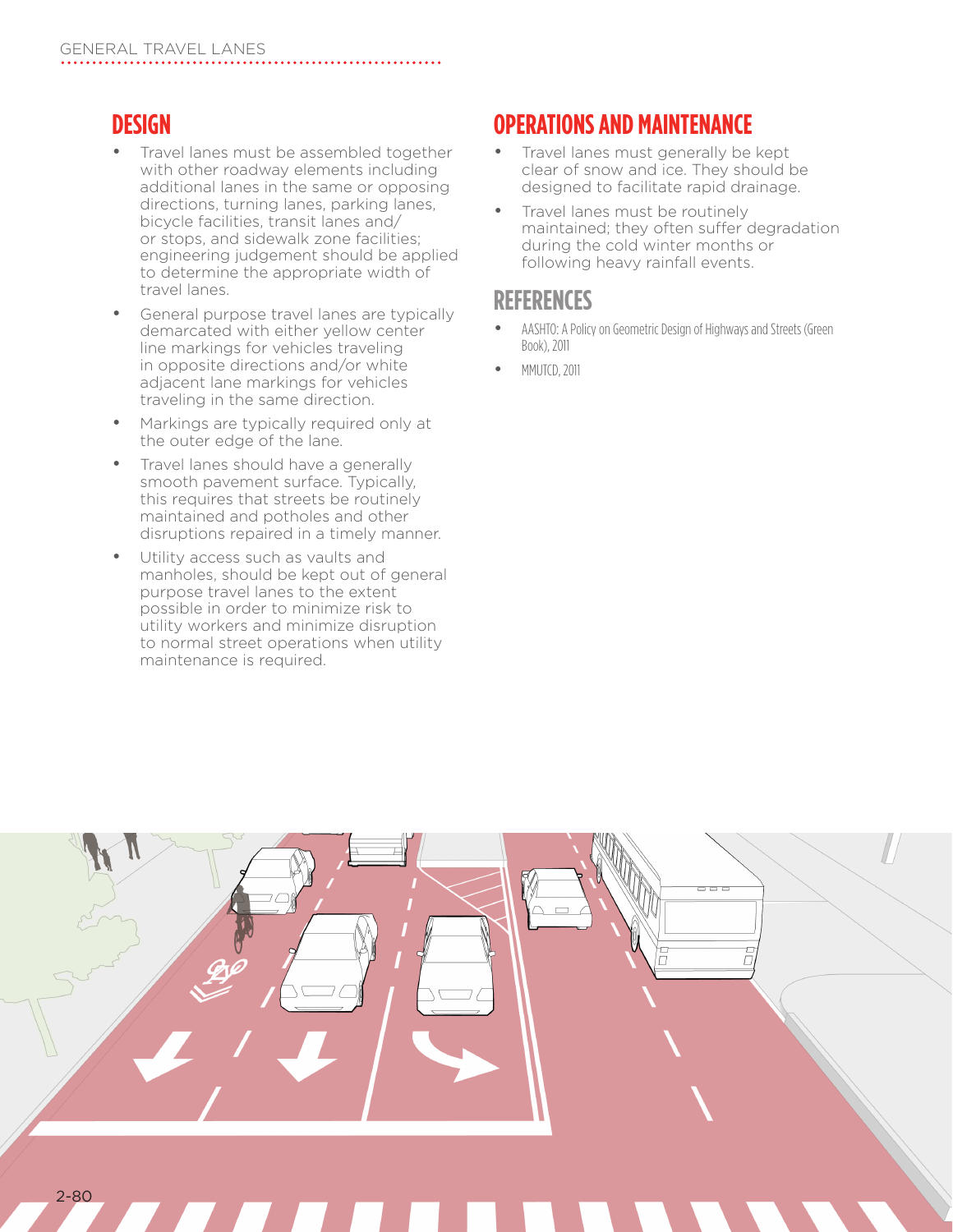## DESIGN

- Travel lanes must be assembled together with other roadway elements including additional lanes in the same or opposing directions, turning lanes, parking lanes, bicycle facilities, transit lanes and/ or stops, and sidewalk zone facilities; engineering judgement should be applied to determine the appropriate width of travel lanes.
- General purpose travel lanes are typically demarcated with either yellow center line markings for vehicles traveling in opposite directions and/or white adjacent lane markings for vehicles traveling in the same direction.
- Markings are typically required only at the outer edge of the lane.
- Travel lanes should have a generally smooth pavement surface. Typically, this requires that streets be routinely maintained and potholes and other disruptions repaired in a timely manner.
- Utility access such as vaults and manholes, should be kept out of general purpose travel lanes to the extent possible in order to minimize risk to utility workers and minimize disruption to normal street operations when utility maintenance is required.

## OPERATIONS AND MAINTENANCE

- Travel lanes must generally be kept clear of snow and ice. They should be designed to facilitate rapid drainage.
- Travel lanes must be routinely maintained; they often suffer degradation during the cold winter months or following heavy rainfall events.

## REFERENCES

- AASHTO: A Policy on Geometric Design of Highways and Streets (Green Book), 2011
- MMUTCD, 2011